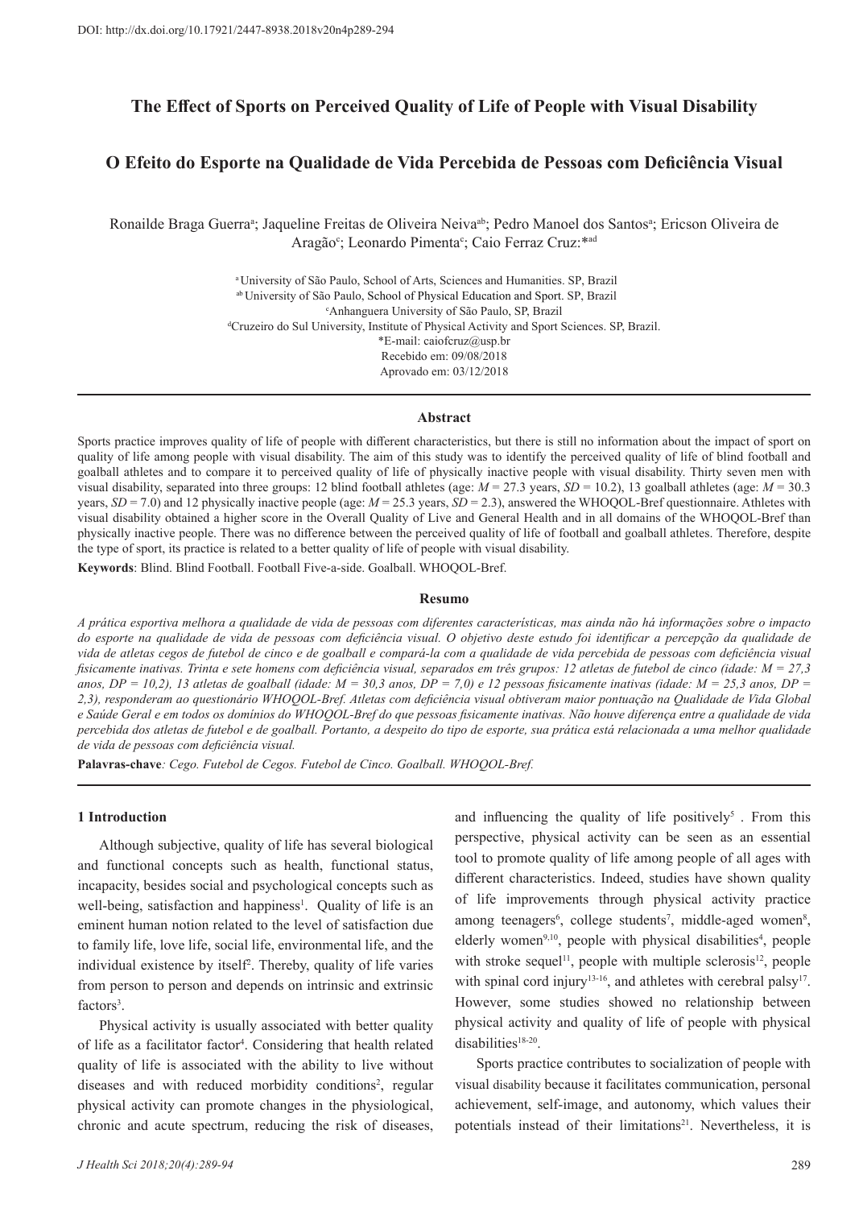DOI: http://dx.doi.org/10.17921/2447-8938.2018v20n4p289-294

# The Effect of Sports on Perceived Quality of Life of People with Visual Disability

# O Efeito do Esporte na Qualidade de Vida Percebida de Pessoas com Deficiência Visual

Ronailde Braga Guerra[a]; Jaqueline Freitas de Oliveira Neiva[ab]; Pedro Manoel dos Santos[a]; Ericson Oliveira de Aragão[c]; Leonardo Pimenta[c]; Caio Ferraz Cruz:*[ad]

[a] University of São Paulo, School of Arts, Sciences and Humanities. SP, Brazil
[ab] University of São Paulo, School of Physical Education and Sport. SP, Brazil
[c] Anhanguera University of São Paulo, SP, Brazil
[d] Cruzeiro do Sul University, Institute of Physical Activity and Sport Sciences. SP, Brazil.
*E-mail: caiofcruz@usp.br
Recebido em: 09/08/2018
Aprovado em: 03/12/2018

## Abstract

Sports practice improves quality of life of people with different characteristics, but there is still no information about the impact of sport on quality of life among people with visual disability. The aim of this study was to identify the perceived quality of life of blind football and goalball athletes and to compare it to perceived quality of life of physically inactive people with visual disability. Thirty seven men with visual disability, separated into three groups: 12 blind football athletes (age: *M* = 27.3 years, *SD* = 10.2), 13 goalball athletes (age: *M* = 30.3 years, *SD* = 7.0) and 12 physically inactive people (age: *M* = 25.3 years, *SD* = 2.3), answered the WHOQOL-Bref questionnaire. Athletes with visual disability obtained a higher score in the Overall Quality of Live and General Health and in all domains of the WHOQOL-Bref than physically inactive people. There was no difference between the perceived quality of life of football and goalball athletes. Therefore, despite the type of sport, its practice is related to a better quality of life of people with visual disability.

**Keywords**: Blind. Blind Football. Football Five-a-side. Goalball. WHOQOL-Bref.

## Resumo

*A prática esportiva melhora a qualidade de vida de pessoas com diferentes características, mas ainda não há informações sobre o impacto do esporte na qualidade de vida de pessoas com deficiência visual. O objetivo deste estudo foi identificar a percepção da qualidade de vida de atletas cegos de futebol de cinco e de goalball e compará-la com a qualidade de vida percebida de pessoas com deficiência visual fisicamente inativas. Trinta e sete homens com deficiência visual, separados em três grupos: 12 atletas de futebol de cinco (idade: M = 27,3 anos, DP = 10,2), 13 atletas de goalball (idade: M = 30,3 anos, DP = 7,0) e 12 pessoas fisicamente inativas (idade: M = 25,3 anos, DP = 2,3), responderam ao questionário WHOQOL-Bref. Atletas com deficiência visual obtiveram maior pontuação na Qualidade de Vida Global e Saúde Geral e em todos os domínios do WHOQOL-Bref do que pessoas fisicamente inativas. Não houve diferença entre a qualidade de vida percebida dos atletas de futebol e de goalball. Portanto, a despeito do tipo de esporte, sua prática está relacionada a uma melhor qualidade de vida de pessoas com deficiência visual.*

**Palavras-chave***: Cego. Futebol de Cegos. Futebol de Cinco. Goalball. WHOQOL-Bref.*

## 1 Introduction

Although subjective, quality of life has several biological and functional concepts such as health, functional status, incapacity, besides social and psychological concepts such as well-being, satisfaction and happiness[1]. Quality of life is an eminent human notion related to the level of satisfaction due to family life, love life, social life, environmental life, and the individual existence by itself[2]. Thereby, quality of life varies from person to person and depends on intrinsic and extrinsic factors[3].

Physical activity is usually associated with better quality of life as a facilitator factor[4]. Considering that health related quality of life is associated with the ability to live without diseases and with reduced morbidity conditions[2], regular physical activity can promote changes in the physiological, chronic and acute spectrum, reducing the risk of diseases, and influencing the quality of life positively[5]. From this perspective, physical activity can be seen as an essential tool to promote quality of life among people of all ages with different characteristics. Indeed, studies have shown quality of life improvements through physical activity practice among teenagers[6], college students[7], middle-aged women[8], elderly women[9,10], people with physical disabilities[4], people with stroke sequel[11], people with multiple sclerosis[12], people with spinal cord injury[13-16], and athletes with cerebral palsy[17]. However, some studies showed no relationship between physical activity and quality of life of people with physical disabilities[18-20].

Sports practice contributes to socialization of people with visual disability because it facilitates communication, personal achievement, self-image, and autonomy, which values their potentials instead of their limitations[21]. Nevertheless, it is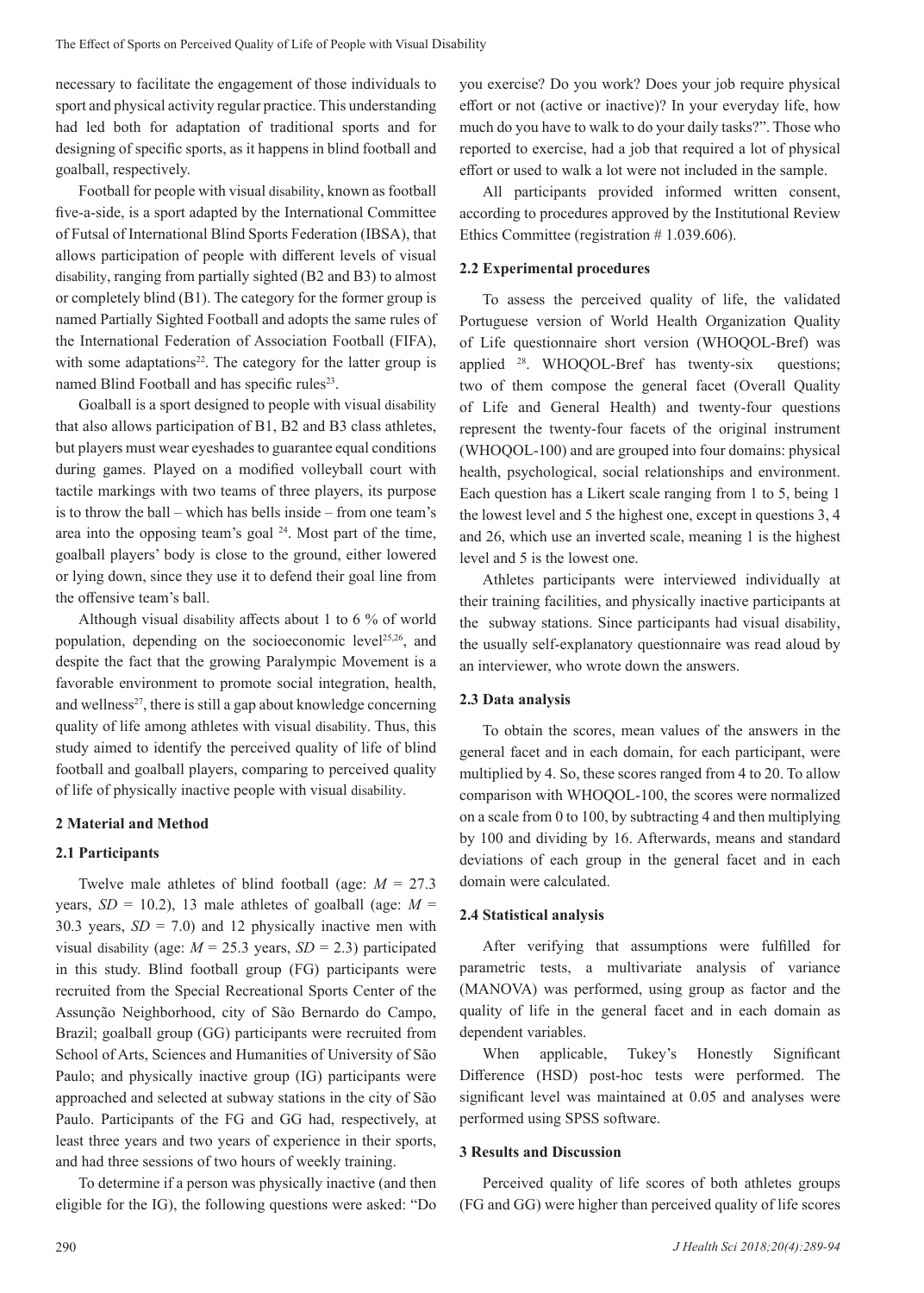necessary to facilitate the engagement of those individuals to sport and physical activity regular practice. This understanding had led both for adaptation of traditional sports and for designing of specific sports, as it happens in blind football and goalball, respectively.

Football for people with visual disability, known as football five-a-side, is a sport adapted by the International Committee of Futsal of International Blind Sports Federation (IBSA), that allows participation of people with different levels of visual disability, ranging from partially sighted (B2 and B3) to almost or completely blind (B1). The category for the former group is named Partially Sighted Football and adopts the same rules of the International Federation of Association Football (FIFA), with some adaptations[22]. The category for the latter group is named Blind Football and has specific rules[23].

Goalball is a sport designed to people with visual disability that also allows participation of B1, B2 and B3 class athletes, but players must wear eyeshades to guarantee equal conditions during games. Played on a modified volleyball court with tactile markings with two teams of three players, its purpose is to throw the ball – which has bells inside – from one team's area into the opposing team's goal [24]. Most part of the time, goalball players' body is close to the ground, either lowered or lying down, since they use it to defend their goal line from the offensive team's ball.

Although visual disability affects about 1 to 6 % of world population, depending on the socioeconomic level[25,26], and despite the fact that the growing Paralympic Movement is a favorable environment to promote social integration, health, and wellness[27], there is still a gap about knowledge concerning quality of life among athletes with visual disability. Thus, this study aimed to identify the perceived quality of life of blind football and goalball players, comparing to perceived quality of life of physically inactive people with visual disability.

## 2 Material and Method

### 2.1 Participants

Twelve male athletes of blind football (age: $M$ = 27.3 years, $SD$ = 10.2), 13 male athletes of goalball (age: $M$ = 30.3 years, $SD$ = 7.0) and 12 physically inactive men with visual disability (age: $M$ = 25.3 years, $SD$ = 2.3) participated in this study. Blind football group (FG) participants were recruited from the Special Recreational Sports Center of the Assunção Neighborhood, city of São Bernardo do Campo, Brazil; goalball group (GG) participants were recruited from School of Arts, Sciences and Humanities of University of São Paulo; and physically inactive group (IG) participants were approached and selected at subway stations in the city of São Paulo. Participants of the FG and GG had, respectively, at least three years and two years of experience in their sports, and had three sessions of two hours of weekly training.

To determine if a person was physically inactive (and then eligible for the IG), the following questions were asked: "Do you exercise? Do you work? Does your job require physical effort or not (active or inactive)? In your everyday life, how much do you have to walk to do your daily tasks?". Those who reported to exercise, had a job that required a lot of physical effort or used to walk a lot were not included in the sample.

All participants provided informed written consent, according to procedures approved by the Institutional Review Ethics Committee (registration # 1.039.606).

### 2.2 Experimental procedures

To assess the perceived quality of life, the validated Portuguese version of World Health Organization Quality of Life questionnaire short version (WHOQOL-Bref) was applied [28]. WHOQOL-Bref has twenty-six questions; two of them compose the general facet (Overall Quality of Life and General Health) and twenty-four questions represent the twenty-four facets of the original instrument (WHOQOL-100) and are grouped into four domains: physical health, psychological, social relationships and environment. Each question has a Likert scale ranging from 1 to 5, being 1 the lowest level and 5 the highest one, except in questions 3, 4 and 26, which use an inverted scale, meaning 1 is the highest level and 5 is the lowest one.

Athletes participants were interviewed individually at their training facilities, and physically inactive participants at the subway stations. Since participants had visual disability, the usually self-explanatory questionnaire was read aloud by an interviewer, who wrote down the answers.

### 2.3 Data analysis

To obtain the scores, mean values of the answers in the general facet and in each domain, for each participant, were multiplied by 4. So, these scores ranged from 4 to 20. To allow comparison with WHOQOL-100, the scores were normalized on a scale from 0 to 100, by subtracting 4 and then multiplying by 100 and dividing by 16. Afterwards, means and standard deviations of each group in the general facet and in each domain were calculated.

### 2.4 Statistical analysis

After verifying that assumptions were fulfilled for parametric tests, a multivariate analysis of variance (MANOVA) was performed, using group as factor and the quality of life in the general facet and in each domain as dependent variables.

When applicable, Tukey's Honestly Significant Difference (HSD) post-hoc tests were performed. The significant level was maintained at 0.05 and analyses were performed using SPSS software.

## 3 Results and Discussion

Perceived quality of life scores of both athletes groups (FG and GG) were higher than perceived quality of life scores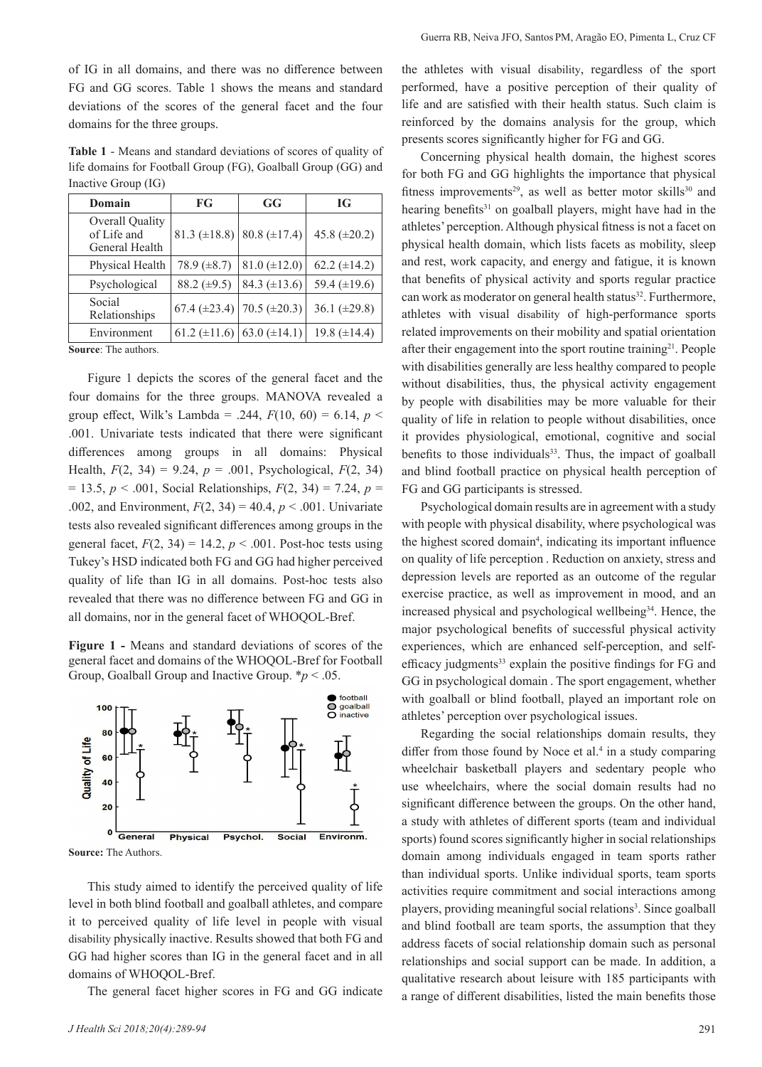of IG in all domains, and there was no difference between FG and GG scores. Table 1 shows the means and standard deviations of the scores of the general facet and the four domains for the three groups.

**Table 1** - Means and standard deviations of scores of quality of life domains for Football Group (FG), Goalball Group (GG) and Inactive Group (IG)

| Domain | FG | GG | IG |
|---|---|---|---|
| Overall Quality of Life and General Health | 81.3 (±18.8) | 80.8 (±17.4) | 45.8 (±20.2) |
| Physical Health | 78.9 (±8.7) | 81.0 (±12.0) | 62.2 (±14.2) |
| Psychological | 88.2 (±9.5) | 84.3 (±13.6) | 59.4 (±19.6) |
| Social Relationships | 67.4 (±23.4) | 70.5 (±20.3) | 36.1 (±29.8) |
| Environment | 61.2 (±11.6) | 63.0 (±14.1) | 19.8 (±14.4) |

**Source**: The authors.

Figure 1 depicts the scores of the general facet and the four domains for the three groups. MANOVA revealed a group effect, Wilk's Lambda = .244, $F(10, 60) = 6.14$, $p < .001$. Univariate tests indicated that there were significant differences among groups in all domains: Physical Health, $F(2, 34) = 9.24$, $p = .001$, Psychological, $F(2, 34) = 13.5$, $p < .001$, Social Relationships, $F(2, 34) = 7.24$, $p = .002$, and Environment, $F(2, 34) = 40.4$, $p < .001$. Univariate tests also revealed significant differences among groups in the general facet, $F(2, 34) = 14.2$, $p < .001$. Post-hoc tests using Tukey's HSD indicated both FG and GG had higher perceived quality of life than IG in all domains. Post-hoc tests also revealed that there was no difference between FG and GG in all domains, nor in the general facet of WHOQOL-Bref.

**Figure 1 -** Means and standard deviations of scores of the general facet and domains of the WHOQOL-Bref for Football Group, Goalball Group and Inactive Group. *$p < .05$.

**Source:** The Authors.

This study aimed to identify the perceived quality of life level in both blind football and goalball athletes, and compare it to perceived quality of life level in people with visual disability physically inactive. Results showed that both FG and GG had higher scores than IG in the general facet and in all domains of WHOQOL-Bref.

The general facet higher scores in FG and GG indicate the athletes with visual disability, regardless of the sport performed, have a positive perception of their quality of life and are satisfied with their health status. Such claim is reinforced by the domains analysis for the group, which presents scores significantly higher for FG and GG.

Concerning physical health domain, the highest scores for both FG and GG highlights the importance that physical fitness improvements[29], as well as better motor skills[30] and hearing benefits[31] on goalball players, might have had in the athletes' perception. Although physical fitness is not a facet on physical health domain, which lists facets as mobility, sleep and rest, work capacity, and energy and fatigue, it is known that benefits of physical activity and sports regular practice can work as moderator on general health status[32]. Furthermore, athletes with visual disability of high-performance sports related improvements on their mobility and spatial orientation after their engagement into the sport routine training[21]. People with disabilities generally are less healthy compared to people without disabilities, thus, the physical activity engagement by people with disabilities may be more valuable for their quality of life in relation to people without disabilities, once it provides physiological, emotional, cognitive and social benefits to those individuals[33]. Thus, the impact of goalball and blind football practice on physical health perception of FG and GG participants is stressed.

Psychological domain results are in agreement with a study with people with physical disability, where psychological was the highest scored domain[4], indicating its important influence on quality of life perception . Reduction on anxiety, stress and depression levels are reported as an outcome of the regular exercise practice, as well as improvement in mood, and an increased physical and psychological wellbeing[34]. Hence, the major psychological benefits of successful physical activity experiences, which are enhanced self-perception, and self-efficacy judgments[33] explain the positive findings for FG and GG in psychological domain . The sport engagement, whether with goalball or blind football, played an important role on athletes' perception over psychological issues.

Regarding the social relationships domain results, they differ from those found by Noce et al.[4] in a study comparing wheelchair basketball players and sedentary people who use wheelchairs, where the social domain results had no significant difference between the groups. On the other hand, a study with athletes of different sports (team and individual sports) found scores significantly higher in social relationships domain among individuals engaged in team sports rather than individual sports. Unlike individual sports, team sports activities require commitment and social interactions among players, providing meaningful social relations[3]. Since goalball and blind football are team sports, the assumption that they address facets of social relationship domain such as personal relationships and social support can be made. In addition, a qualitative research about leisure with 185 participants with a range of different disabilities, listed the main benefits those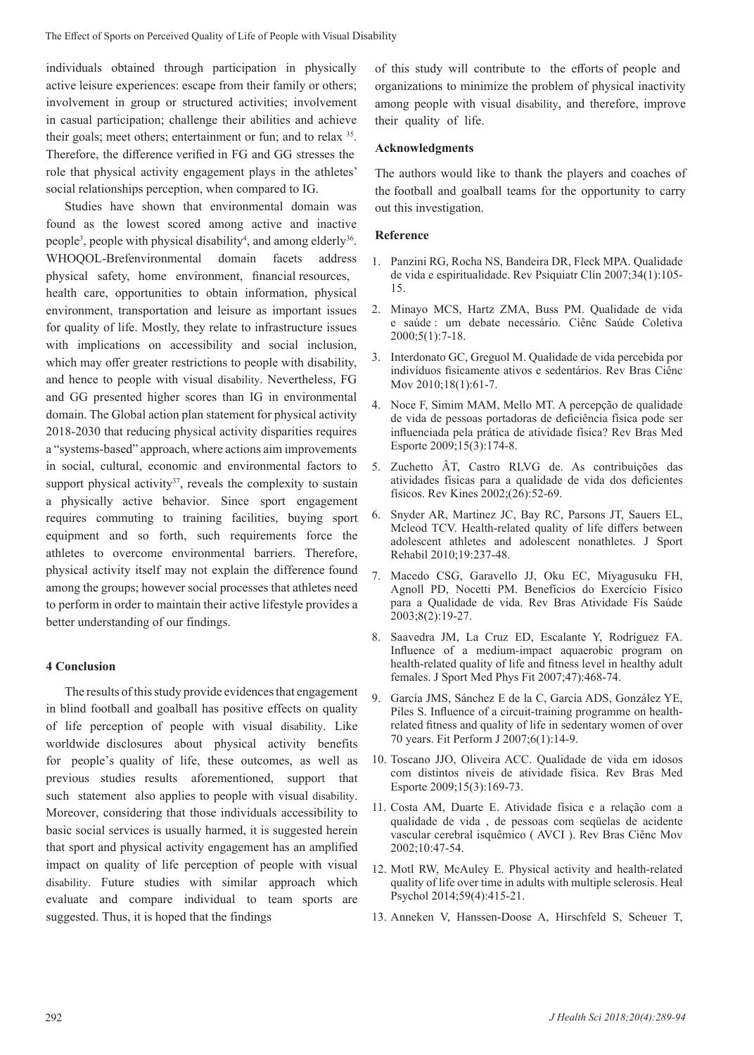individuals obtained through participation in physically active leisure experiences: escape from their family or others; involvement in group or structured activities; involvement in casual participation; challenge their abilities and achieve their goals; meet others; entertainment or fun; and to relax [35]. Therefore, the difference verified in FG and GG stresses the role that physical activity engagement plays in the athletes' social relationships perception, when compared to IG.

Studies have shown that environmental domain was found as the lowest scored among active and inactive people[3], people with physical disability[4], and among elderly[36]. WHOQOL-Brefenvironmental domain facets address physical safety, home environment, financial resources, health care, opportunities to obtain information, physical environment, transportation and leisure as important issues for quality of life. Mostly, they relate to infrastructure issues with implications on accessibility and social inclusion, which may offer greater restrictions to people with disability, and hence to people with visual disability. Nevertheless, FG and GG presented higher scores than IG in environmental domain. The Global action plan statement for physical activity 2018-2030 that reducing physical activity disparities requires a "systems-based" approach, where actions aim improvements in social, cultural, economic and environmental factors to support physical activity[37], reveals the complexity to sustain a physically active behavior. Since sport engagement requires commuting to training facilities, buying sport equipment and so forth, such requirements force the athletes to overcome environmental barriers. Therefore, physical activity itself may not explain the difference found among the groups; however social processes that athletes need to perform in order to maintain their active lifestyle provides a better understanding of our findings.

## 4 Conclusion

The results of this study provide evidences that engagement in blind football and goalball has positive effects on quality of life perception of people with visual disability. Like worldwide disclosures about physical activity benefits for people's quality of life, these outcomes, as well as previous studies results aforementioned, support that such statement also applies to people with visual disability. Moreover, considering that those individuals accessibility to basic social services is usually harmed, it is suggested herein that sport and physical activity engagement has an amplified impact on quality of life perception of people with visual disability. Future studies with similar approach which evaluate and compare individual to team sports are suggested. Thus, it is hoped that the findings of this study will contribute to the efforts of people and organizations to minimize the problem of physical inactivity among people with visual disability, and therefore, improve their quality of life.

### Acknowledgments

The authors would like to thank the players and coaches of the football and goalball teams for the opportunity to carry out this investigation.

### Reference

1. Panzini RG, Rocha NS, Bandeira DR, Fleck MPA. Qualidade de vida e espiritualidade. Rev Psiquiatr Clín 2007;34(1):105-15.
2. Minayo MCS, Hartz ZMA, Buss PM. Qualidade de vida e saúde : um debate necessário. Ciênc Saúde Coletiva 2000;5(1):7-18.
3. Interdonato GC, Greguol M. Qualidade de vida percebida por indivíduos fisicamente ativos e sedentários. Rev Bras Ciênc Mov 2010;18(1):61-7.
4. Noce F, Simim MAM, Mello MT. A percepção de qualidade de vida de pessoas portadoras de deficiência física pode ser influenciada pela prática de atividade física? Rev Bras Med Esporte 2009;15(3):174-8.
5. Zuchetto ÂT, Castro RLVG de. As contribuições das atividades físicas para a qualidade de vida dos deficientes físicos. Rev Kines 2002;(26):52-69.
6. Snyder AR, Martinez JC, Bay RC, Parsons JT, Sauers EL, Mcleod TCV. Health-related quality of life differs between adolescent athletes and adolescent nonathletes. J Sport Rehabil 2010;19:237-48.
7. Macedo CSG, Garavello JJ, Oku EC, Miyagusuku FH, Agnoll PD, Nocetti PM. Benefícios do Exercício Físico para a Qualidade de vida. Rev Bras Atividade Fís Saúde 2003;8(2):19-27.
8. Saavedra JM, La Cruz ED, Escalante Y, Rodríguez FA. Influence of a medium-impact aquaerobic program on health-related quality of life and fitness level in healthy adult females. J Sport Med Phys Fit 2007;47):468-74.
9. García JMS, Sánchez E de la C, García ADS, González YE, Piles S. Influence of a circuit-training programme on health-related fitness and quality of life in sedentary women of over 70 years. Fit Perform J 2007;6(1):14-9.
10. Toscano JJO, Oliveira ACC. Qualidade de vida em idosos com distintos níveis de atividade física. Rev Bras Med Esporte 2009;15(3):169-73.
11. Costa AM, Duarte E. Atividade física e a relação com a qualidade de vida , de pessoas com seqüelas de acidente vascular cerebral isquêmico ( AVCI ). Rev Bras Ciênc Mov 2002;10:47-54.
12. Motl RW, McAuley E. Physical activity and health-related quality of life over time in adults with multiple sclerosis. Heal Psychol 2014;59(4):415-21.
13. Anneken V, Hanssen-Doose A, Hirschfeld S, Scheuer T,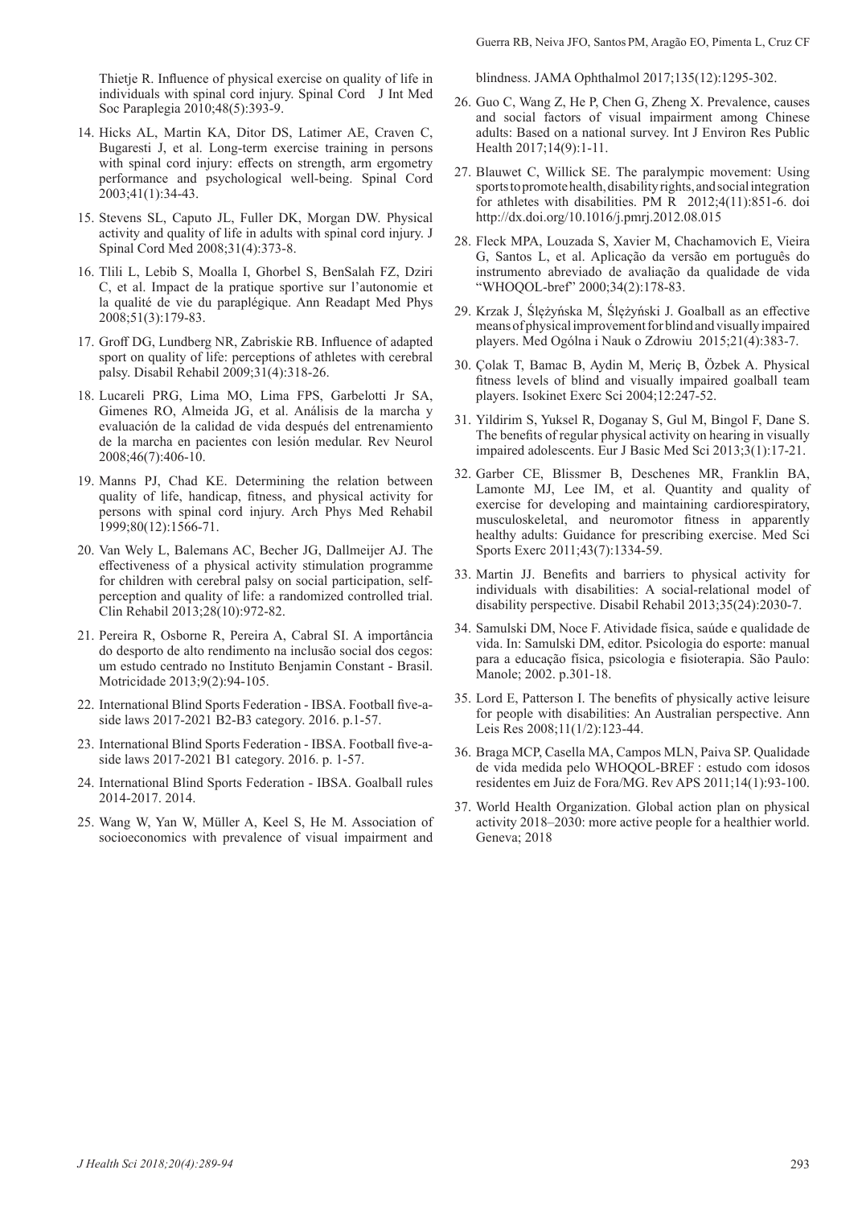Thietje R. Influence of physical exercise on quality of life in individuals with spinal cord injury. Spinal Cord J Int Med Soc Paraplegia 2010;48(5):393-9.

14. Hicks AL, Martin KA, Ditor DS, Latimer AE, Craven C, Bugaresti J, et al. Long-term exercise training in persons with spinal cord injury: effects on strength, arm ergometry performance and psychological well-being. Spinal Cord 2003;41(1):34-43.

15. Stevens SL, Caputo JL, Fuller DK, Morgan DW. Physical activity and quality of life in adults with spinal cord injury. J Spinal Cord Med 2008;31(4):373-8.

16. Tlili L, Lebib S, Moalla I, Ghorbel S, BenSalah FZ, Dziri C, et al. Impact de la pratique sportive sur l'autonomie et la qualité de vie du paraplégique. Ann Readapt Med Phys 2008;51(3):179-83.

17. Groff DG, Lundberg NR, Zabriskie RB. Influence of adapted sport on quality of life: perceptions of athletes with cerebral palsy. Disabil Rehabil 2009;31(4):318-26.

18. Lucareli PRG, Lima MO, Lima FPS, Garbelotti Jr SA, Gimenes RO, Almeida JG, et al. Análisis de la marcha y evaluación de la calidad de vida después del entrenamiento de la marcha en pacientes con lesión medular. Rev Neurol 2008;46(7):406-10.

19. Manns PJ, Chad KE. Determining the relation between quality of life, handicap, fitness, and physical activity for persons with spinal cord injury. Arch Phys Med Rehabil 1999;80(12):1566-71.

20. Van Wely L, Balemans AC, Becher JG, Dallmeijer AJ. The effectiveness of a physical activity stimulation programme for children with cerebral palsy on social participation, self-perception and quality of life: a randomized controlled trial. Clin Rehabil 2013;28(10):972-82.

21. Pereira R, Osborne R, Pereira A, Cabral SI. A importância do desporto de alto rendimento na inclusão social dos cegos: um estudo centrado no Instituto Benjamin Constant - Brasil. Motricidade 2013;9(2):94-105.

22. International Blind Sports Federation - IBSA. Football five-a-side laws 2017-2021 B2-B3 category. 2016. p.1-57.

23. International Blind Sports Federation - IBSA. Football five-a-side laws 2017-2021 B1 category. 2016. p. 1-57.

24. International Blind Sports Federation - IBSA. Goalball rules 2014-2017. 2014.

25. Wang W, Yan W, Müller A, Keel S, He M. Association of socioeconomics with prevalence of visual impairment and blindness. JAMA Ophthalmol 2017;135(12):1295-302.

26. Guo C, Wang Z, He P, Chen G, Zheng X. Prevalence, causes and social factors of visual impairment among Chinese adults: Based on a national survey. Int J Environ Res Public Health 2017;14(9):1-11.

27. Blauwet C, Willick SE. The paralympic movement: Using sports to promote health, disability rights, and social integration for athletes with disabilities. PM R 2012;4(11):851-6. doi http://dx.doi.org/10.1016/j.pmrj.2012.08.015

28. Fleck MPA, Louzada S, Xavier M, Chachamovich E, Vieira G, Santos L, et al. Aplicação da versão em português do instrumento abreviado de avaliação da qualidade de vida "WHOQOL-bref" 2000;34(2):178-83.

29. Krzak J, Ślężyńska M, Ślężyński J. Goalball as an effective means of physical improvement for blind and visually impaired players. Med Ogólna i Nauk o Zdrowiu 2015;21(4):383-7.

30. Çolak T, Bamac B, Aydin M, Meriç B, Özbek A. Physical fitness levels of blind and visually impaired goalball team players. Isokinet Exerc Sci 2004;12:247-52.

31. Yildirim S, Yuksel R, Doganay S, Gul M, Bingol F, Dane S. The benefits of regular physical activity on hearing in visually impaired adolescents. Eur J Basic Med Sci 2013;3(1):17-21.

32. Garber CE, Blissmer B, Deschenes MR, Franklin BA, Lamonte MJ, Lee IM, et al. Quantity and quality of exercise for developing and maintaining cardiorespiratory, musculoskeletal, and neuromotor fitness in apparently healthy adults: Guidance for prescribing exercise. Med Sci Sports Exerc 2011;43(7):1334-59.

33. Martin JJ. Benefits and barriers to physical activity for individuals with disabilities: A social-relational model of disability perspective. Disabil Rehabil 2013;35(24):2030-7.

34. Samulski DM, Noce F. Atividade física, saúde e qualidade de vida. In: Samulski DM, editor. Psicologia do esporte: manual para a educação física, psicologia e fisioterapia. São Paulo: Manole; 2002. p.301-18.

35. Lord E, Patterson I. The benefits of physically active leisure for people with disabilities: An Australian perspective. Ann Leis Res 2008;11(1/2):123-44.

36. Braga MCP, Casella MA, Campos MLN, Paiva SP. Qualidade de vida medida pelo WHOQOL-BREF : estudo com idosos residentes em Juiz de Fora/MG. Rev APS 2011;14(1):93-100.

37. World Health Organization. Global action plan on physical activity 2018–2030: more active people for a healthier world. Geneva; 2018